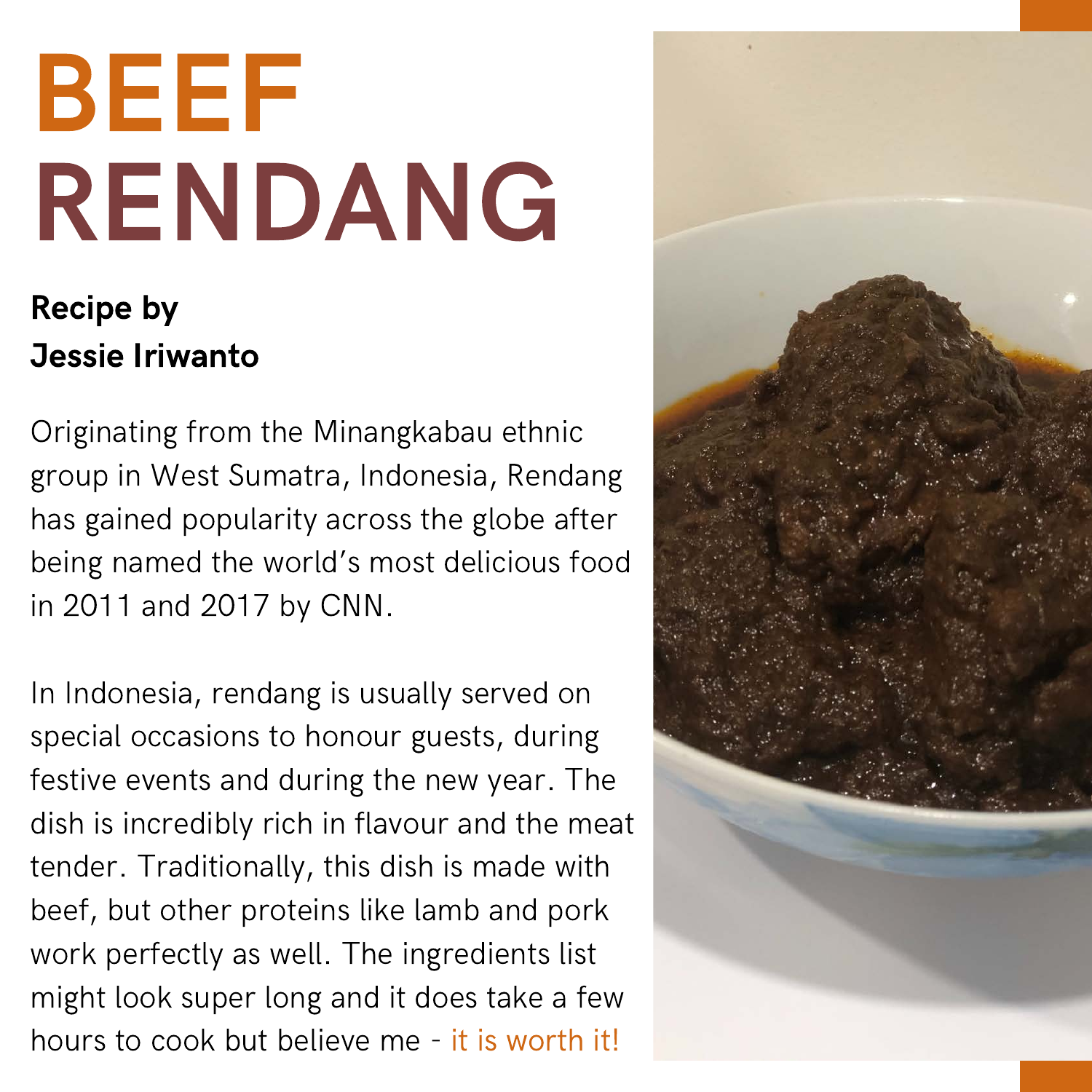# BEEF RENDANG

**Recipe by Jessie Iriwanto**

Originating from the Minangkabau ethnic group in West Sumatra, Indonesia, Rendang has gained popularity across the globe after being named the world's most delicious food in 2011 and 2017 by CNN.

In Indonesia, rendang is usually served on special occasions to honour guests, during festive events and during the new year. The dish is incredibly rich in flavour and the meat tender. Traditionally, this dish is made with beef, but other proteins like lamb and pork work perfectly as well. The ingredients list might look super long and it does take a few hours to cook but believe me - it is worth it!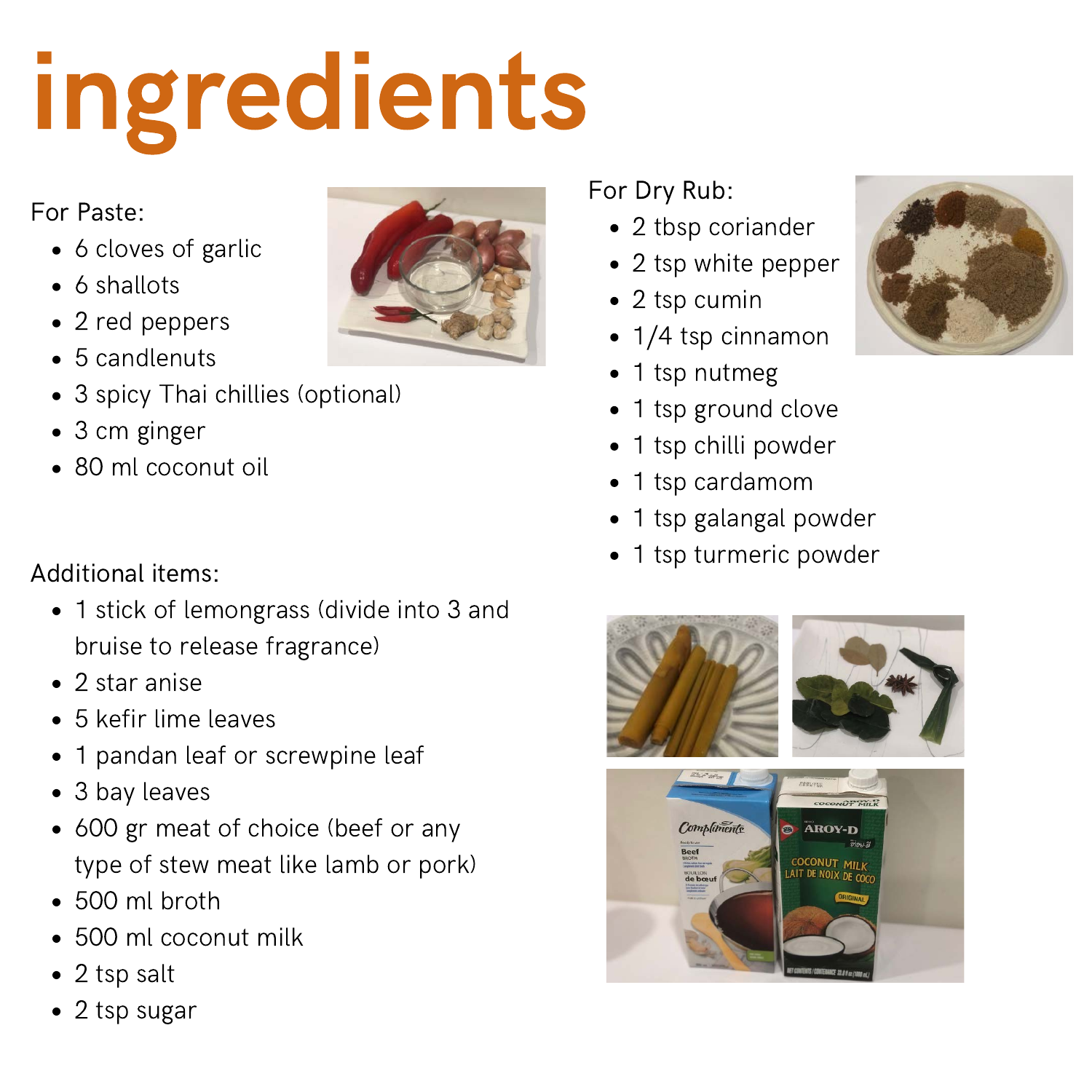# ingredients

For Paste:

- 6 cloves of garlic
- 6 shallots
- 2 red peppers
- 5 candlenuts
- 3 spicy Thai chillies (optional)
- 3 cm ginger
- 80 ml coconut oil

Additional items:

- 1 stick of lemongrass (divide into 3 and bruise to release fragrance)
- 2 star anise
- 5 kefir lime leaves
- 1 pandan leaf or screwpine leaf
- 3 bay leaves
- 600 gr meat of choice (beef or any type of stew meat like lamb or pork)
- 500 ml broth
- 500 ml coconut milk
- 2 tsp salt
- 2 tsp sugar

For Dry Rub:

- 2 tbsp coriander
- 2 tsp white pepper
- 2 tsp cumin
- 1/4 tsp cinnamon
- 1 tsp nutmeg
- 1 tsp ground clove
- 1 tsp chilli powder
- 1 tsp cardamom
- 1 tsp galangal powder
- 1 tsp turmeric powder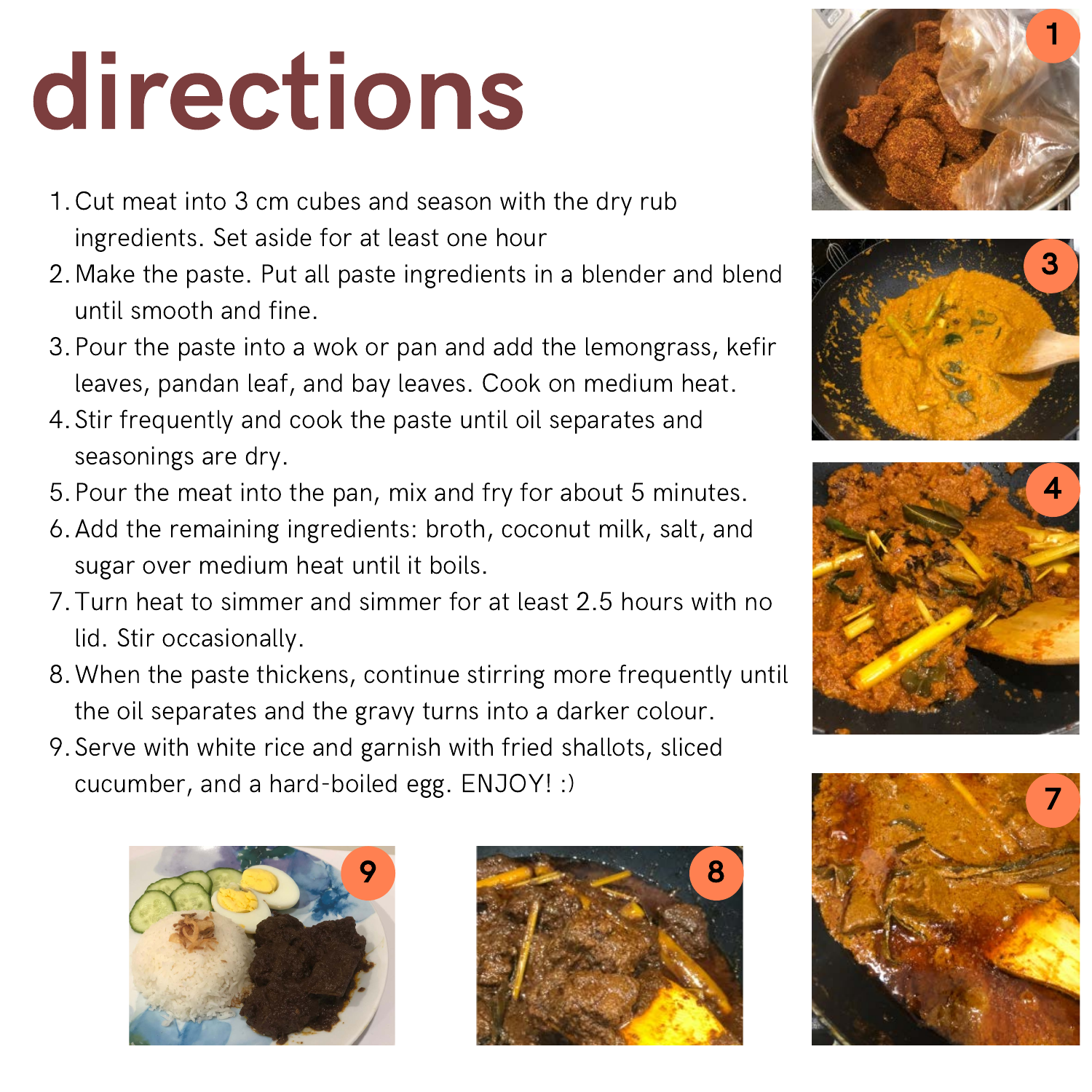# directions

1. Cut meat into 3 cm cubes and season with the dry rub ingredients. Set aside for at least one hour
2. Make the paste. Put all paste ingredients in a blender and blend until smooth and fine.
3. Pour the paste into a wok or pan and add the lemongrass, kefir leaves, pandan leaf, and bay leaves. Cook on medium heat.
4. Stir frequently and cook the paste until oil separates and seasonings are dry.
5. Pour the meat into the pan, mix and fry for about 5 minutes.
6. Add the remaining ingredients: broth, coconut milk, salt, and sugar over medium heat until it boils.
7. Turn heat to simmer and simmer for at least 2.5 hours with no lid. Stir occasionally.
8. When the paste thickens, continue stirring more frequently until the oil separates and the gravy turns into a darker colour.
9. Serve with white rice and garnish with fried shallots, sliced cucumber, and a hard-boiled egg. ENJOY! :)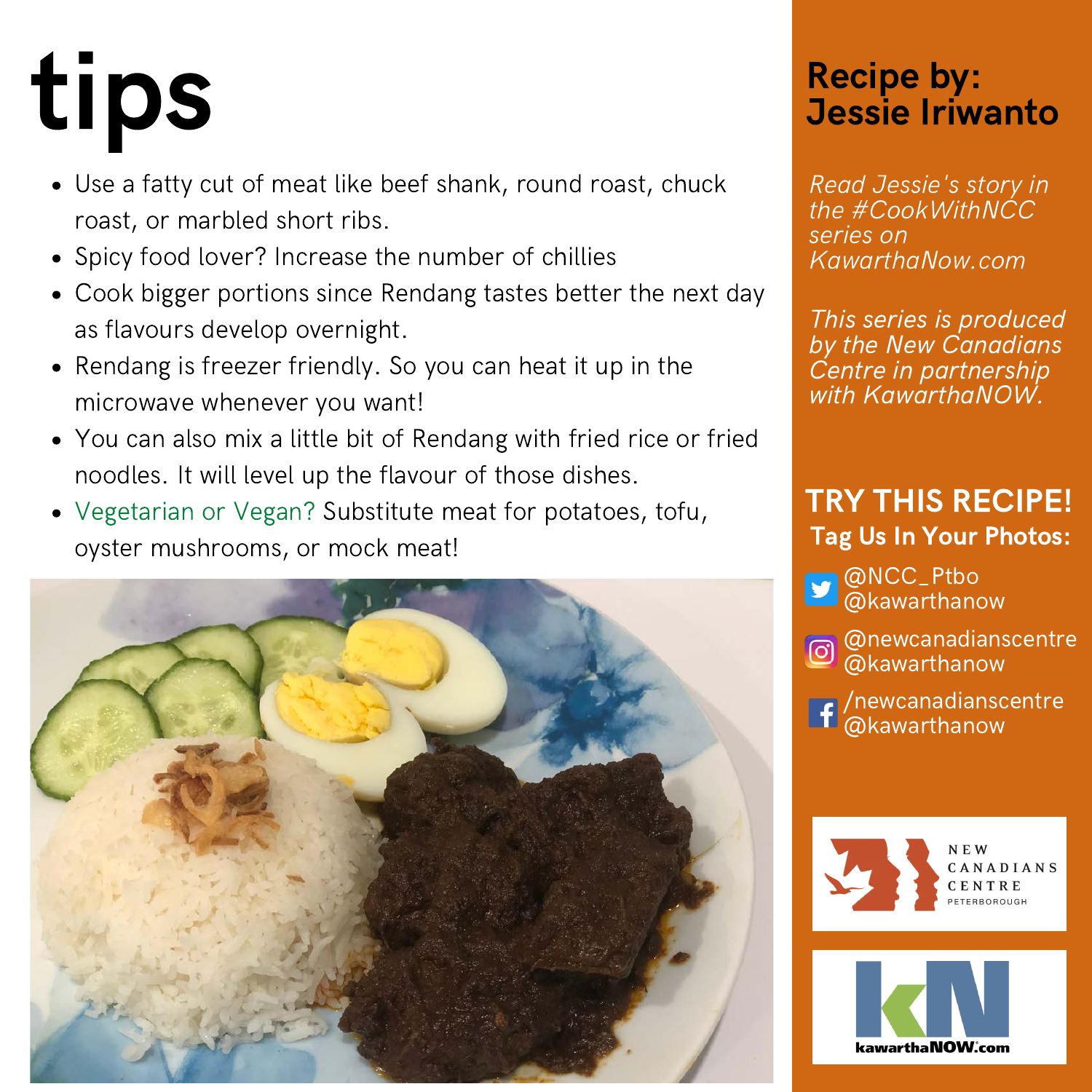# tips

- Use a fatty cut of meat like beef shank, round roast, chuck roast, or marbled short ribs.
- Spicy food lover? Increase the number of chillies
- Cook bigger portions since Rendang tastes better the next day as flavours develop overnight.
- Rendang is freezer friendly. So you can heat it up in the microwave whenever you want!
- You can also mix a little bit of Rendang with fried rice or fried noodles. It will level up the flavour of those dishes.
- Vegetarian or Vegan? Substitute meat for potatoes, tofu, oyster mushrooms, or mock meat!

## Recipe by: Jessie Iriwanto

*Read Jessie's story in the #CookWithNCC series on KawarthaNow.com*

*This series is produced by the New Canadians Centre in partnership with KawarthaNOW.*

## TRY THIS RECIPE!

**Tag Us In Your Photos:**

@NCC_Ptbo
@kawarthanow

@newcanadianscentre
@kawarthanow

/newcanadianscentre
@kawarthanow

NEW CANADIANS CENTRE PETERBOROUGH

kawarthaNOW.com